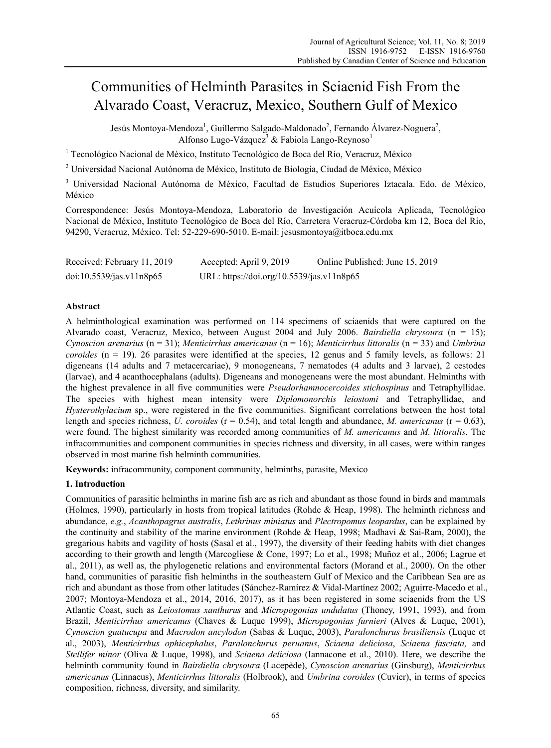# Communities of Helminth Parasites in Sciaenid Fish From the Alvarado Coast, Veracruz, Mexico, Southern Gulf of Mexico

Jesús Montoya-Mendoza[1], Guillermo Salgado-Maldonado[2], Fernando Álvarez-Noguera[2], Alfonso Lugo-Vázquez[3] & Fabiola Lango-Reynoso[1]

[1] Tecnológico Nacional de México, Instituto Tecnológico de Boca del Río, Veracruz, México

[2] Universidad Nacional Autónoma de México, Instituto de Biología, Ciudad de México, México

[3] Universidad Nacional Autónoma de México, Facultad de Estudios Superiores Iztacala. Edo. de México, México

Correspondence: Jesús Montoya-Mendoza, Laboratorio de Investigación Acuícola Aplicada, Tecnológico Nacional de México, Instituto Tecnológico de Boca del Río, Carretera Veracruz-Córdoba km 12, Boca del Río, 94290, Veracruz, México. Tel: 52-229-690-5010. E-mail: jesusmontoya@itboca.edu.mx

Received: February 11, 2019 Accepted: April 9, 2019 Online Published: June 15, 2019

doi:10.5539/jas.v11n8p65 URL: https://doi.org/10.5539/jas.v11n8p65

## Abstract

A helminthological examination was performed on 114 specimens of sciaenids that were captured on the Alvarado coast, Veracruz, Mexico, between August 2004 and July 2006. *Bairdiella chrysoura* (n = 15); *Cynoscion arenarius* (n = 31); *Menticirrhus americanus* (n = 16); *Menticirrhus littoralis* (n = 33) and *Umbrina coroides* (n = 19). 26 parasites were identified at the species, 12 genus and 5 family levels, as follows: 21 digeneans (14 adults and 7 metacercariae), 9 monogeneans, 7 nematodes (4 adults and 3 larvae), 2 cestodes (larvae), and 4 acanthocephalans (adults). Digeneans and monogeneans were the most abundant. Helminths with the highest prevalence in all five communities were *Pseudorhamnocercoides stichospinus* and Tetraphyllidae. The species with highest mean intensity were *Diplomonorchis leiostomi* and Tetraphyllidae, and *Hysterothylacium* sp., were registered in the five communities. Significant correlations between the host total length and species richness, *U. coroides* (r = 0.54), and total length and abundance, *M. americanus* (r = 0.63), were found. The highest similarity was recorded among communities of *M. americanus* and *M. littoralis*. The infracommunities and component communities in species richness and diversity, in all cases, were within ranges observed in most marine fish helminth communities.

**Keywords:** infracommunity, component community, helminths, parasite, Mexico

## 1. Introduction

Communities of parasitic helminths in marine fish are as rich and abundant as those found in birds and mammals (Holmes, 1990), particularly in hosts from tropical latitudes (Rohde & Heap, 1998). The helminth richness and abundance, *e.g.*, *Acanthopagrus australis*, *Lethrinus miniatus* and *Plectropomus leopardus*, can be explained by the continuity and stability of the marine environment (Rohde & Heap, 1998; Madhavi & Sai-Ram, 2000), the gregarious habits and vagility of hosts (Sasal et al., 1997), the diversity of their feeding habits with diet changes according to their growth and length (Marcogliese & Cone, 1997; Lo et al., 1998; Muñoz et al., 2006; Lagrue et al., 2011), as well as, the phylogenetic relations and environmental factors (Morand et al., 2000). On the other hand, communities of parasitic fish helminths in the southeastern Gulf of Mexico and the Caribbean Sea are as rich and abundant as those from other latitudes (Sánchez-Ramírez & Vidal-Martínez 2002; Aguirre-Macedo et al., 2007; Montoya-Mendoza et al., 2014, 2016, 2017), as it has been registered in some sciaenids from the US Atlantic Coast, such as *Leiostomus xanthurus* and *Micropogonias undulatus* (Thoney, 1991, 1993), and from Brazil, *Menticirrhus americanus* (Chaves & Luque 1999), *Micropogonias furnieri* (Alves & Luque, 2001), *Cynoscion guatucupa* and *Macrodon ancylodon* (Sabas & Luque, 2003), *Paralonchurus brasiliensis* (Luque et al., 2003), *Menticirrhus ophicephalus*, *Paralonchurus peruanus*, *Sciaena deliciosa*, *Sciaena fasciata,* and *Stellifer minor* (Oliva & Luque, 1998), and *Sciaena deliciosa* (Iannacone et al., 2010). Here, we describe the helminth community found in *Bairdiella chrysoura* (Lacepède), *Cynoscion arenarius* (Ginsburg), *Menticirrhus americanus* (Linnaeus), *Menticirrhus littoralis* (Holbrook), and *Umbrina coroides* (Cuvier), in terms of species composition, richness, diversity, and similarity.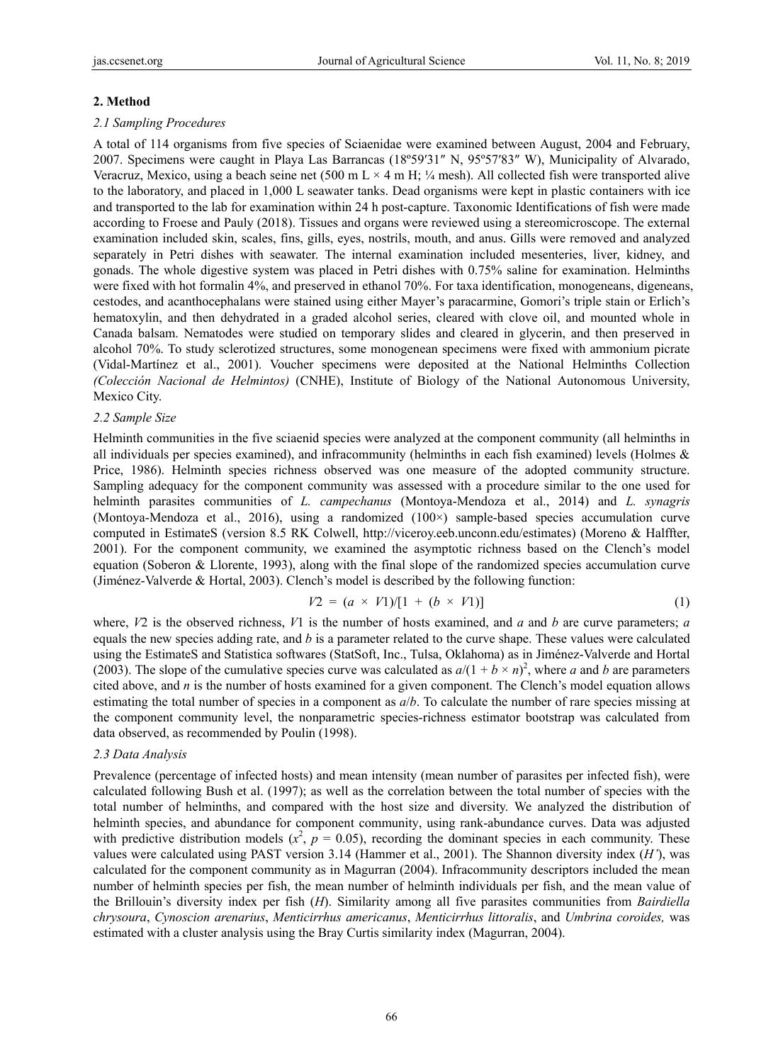## 2. Method

### 2.1 Sampling Procedures

A total of 114 organisms from five species of Sciaenidae were examined between August, 2004 and February, 2007. Specimens were caught in Playa Las Barrancas (18º59′31″ N, 95º57′83″ W), Municipality of Alvarado, Veracruz, Mexico, using a beach seine net (500 m L × 4 m H; ¼ mesh). All collected fish were transported alive to the laboratory, and placed in 1,000 L seawater tanks. Dead organisms were kept in plastic containers with ice and transported to the lab for examination within 24 h post-capture. Taxonomic Identifications of fish were made according to Froese and Pauly (2018). Tissues and organs were reviewed using a stereomicroscope. The external examination included skin, scales, fins, gills, eyes, nostrils, mouth, and anus. Gills were removed and analyzed separately in Petri dishes with seawater. The internal examination included mesenteries, liver, kidney, and gonads. The whole digestive system was placed in Petri dishes with 0.75% saline for examination. Helminths were fixed with hot formalin 4%, and preserved in ethanol 70%. For taxa identification, monogeneans, digeneans, cestodes, and acanthocephalans were stained using either Mayer's paracarmine, Gomori's triple stain or Erlich's hematoxylin, and then dehydrated in a graded alcohol series, cleared with clove oil, and mounted whole in Canada balsam. Nematodes were studied on temporary slides and cleared in glycerin, and then preserved in alcohol 70%. To study sclerotized structures, some monogenean specimens were fixed with ammonium picrate (Vidal-Martínez et al., 2001). Voucher specimens were deposited at the National Helminths Collection *(Colección Nacional de Helmintos)* (CNHE), Institute of Biology of the National Autonomous University, Mexico City.

### 2.2 Sample Size

Helminth communities in the five sciaenid species were analyzed at the component community (all helminths in all individuals per species examined), and infracommunity (helminths in each fish examined) levels (Holmes & Price, 1986). Helminth species richness observed was one measure of the adopted community structure. Sampling adequacy for the component community was assessed with a procedure similar to the one used for helminth parasites communities of *L. campechanus* (Montoya-Mendoza et al., 2014) and *L. synagris* (Montoya-Mendoza et al., 2016), using a randomized (100×) sample-based species accumulation curve computed in EstimateS (version 8.5 RK Colwell, http://viceroy.eeb.unconn.edu/estimates) (Moreno & Halffter, 2001). For the component community, we examined the asymptotic richness based on the Clench's model equation (Soberon & Llorente, 1993), along with the final slope of the randomized species accumulation curve (Jiménez-Valverde & Hortal, 2003). Clench's model is described by the following function:

$$V2 = (a \times V1)/[1 + (b \times V1)] \tag{1}$$

where, $V2$ is the observed richness, $V1$ is the number of hosts examined, and $a$ and $b$ are curve parameters; $a$ equals the new species adding rate, and $b$ is a parameter related to the curve shape. These values were calculated using the EstimateS and Statistica softwares (StatSoft, Inc., Tulsa, Oklahoma) as in Jiménez-Valverde and Hortal (2003). The slope of the cumulative species curve was calculated as $a/(1 + b \times n)^2$, where $a$ and $b$ are parameters cited above, and $n$ is the number of hosts examined for a given component. The Clench's model equation allows estimating the total number of species in a component as $a/b$. To calculate the number of rare species missing at the component community level, the nonparametric species-richness estimator bootstrap was calculated from data observed, as recommended by Poulin (1998).

### 2.3 Data Analysis

Prevalence (percentage of infected hosts) and mean intensity (mean number of parasites per infected fish), were calculated following Bush et al. (1997); as well as the correlation between the total number of species with the total number of helminths, and compared with the host size and diversity. We analyzed the distribution of helminth species, and abundance for component community, using rank-abundance curves. Data was adjusted with predictive distribution models ($x^2$, $p = 0.05$), recording the dominant species in each community. These values were calculated using PAST version 3.14 (Hammer et al., 2001). The Shannon diversity index ($H'$), was calculated for the component community as in Magurran (2004). Infracommunity descriptors included the mean number of helminth species per fish, the mean number of helminth individuals per fish, and the mean value of the Brillouin's diversity index per fish ($H$). Similarity among all five parasites communities from *Bairdiella chrysoura*, *Cynoscion arenarius*, *Menticirrhus americanus*, *Menticirrhus littoralis*, and *Umbrina coroides,* was estimated with a cluster analysis using the Bray Curtis similarity index (Magurran, 2004).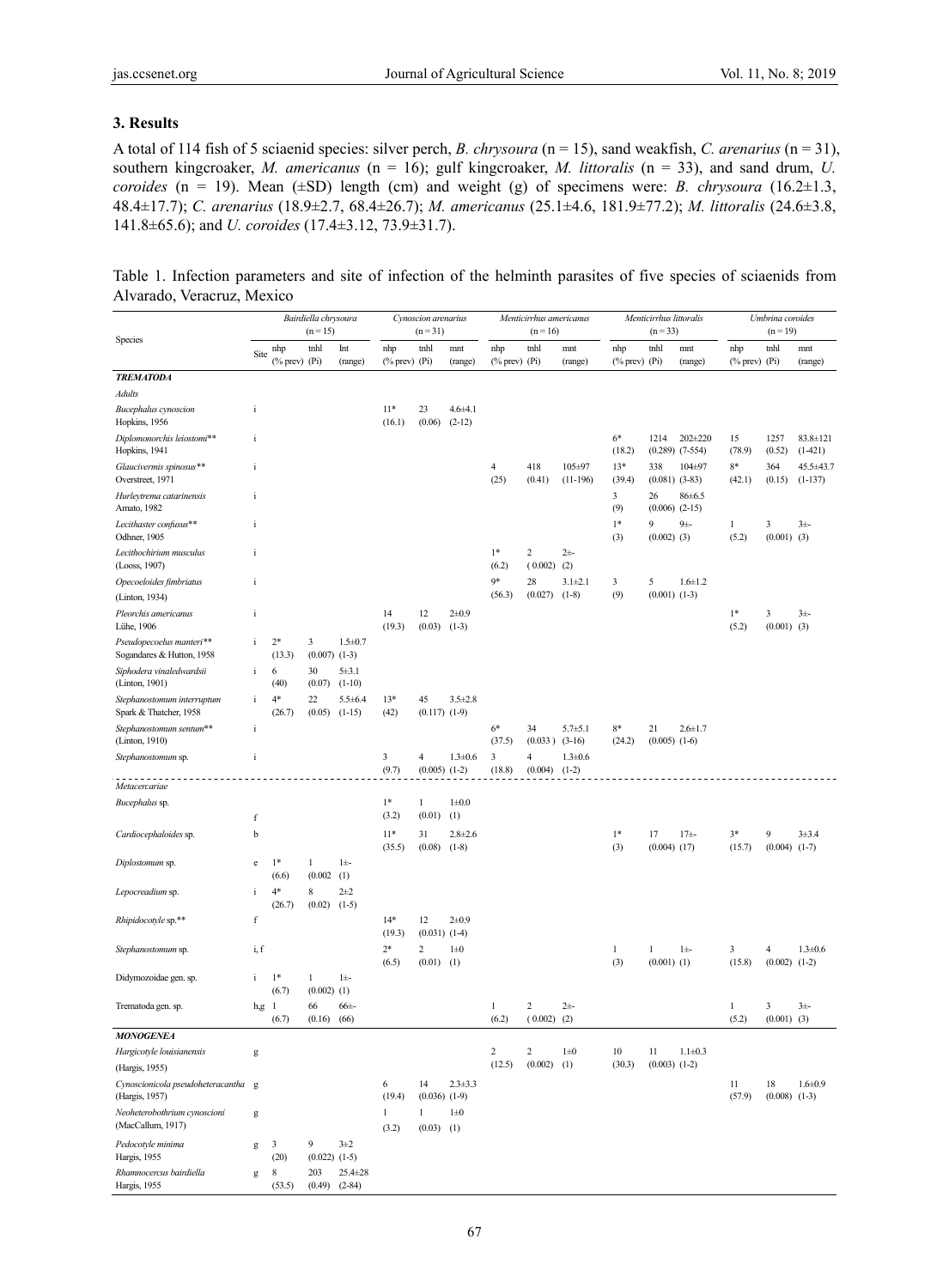## 3. Results

A total of 114 fish of 5 sciaenid species: silver perch, *B. chrysoura* (n = 15), sand weakfish, *C. arenarius* (n = 31), southern kingcroaker, *M. americanus* (n = 16); gulf kingcroaker, *M. littoralis* (n = 33), and sand drum, *U. coroides* (n = 19). Mean (±SD) length (cm) and weight (g) of specimens were: *B. chrysoura* (16.2±1.3, 48.4±17.7); *C. arenarius* (18.9±2.7, 68.4±26.7); *M. americanus* (25.1±4.6, 181.9±77.2); *M. littoralis* (24.6±3.8, 141.8±65.6); and *U. coroides* (17.4±3.12, 73.9±31.7).

Table 1. Infection parameters and site of infection of the helminth parasites of five species of sciaenids from Alvarado, Veracruz, Mexico

| Species | Site | *Bairdiella chrysoura* (n = 15) | | | *Cynoscion arenarius* (n = 31) | | | *Menticirrhus americanus* (n = 16) | | | *Menticirrhus littoralis* (n = 33) | | | *Umbrina coroides* (n = 19) | | |
|---|---|---|---|---|---|---|---|---|---|---|---|---|---|---|---|---|
| | | nhp (% prev) | tnhl (Pi) | Int (range) | nhp (% prev) | tnhl (Pi) | mnt (range) | nhp (% prev) | tnhl (Pi) | mnt (range) | nhp (% prev) | tnhl (Pi) | mnt (range) | nhp (% prev) | tnhl (Pi) | mnt (range) |
| ***TREMATODA*** | | | | | | | | | | | | | | | | |
| *Adults* | | | | | | | | | | | | | | | | |
| *Bucephalus cynoscion* Hopkins, 1956 | i | | | | 11* (16.1) | 23 (0.06) | 4.6±4.1 (2-12) | | | | | | | | | |
| *Diplomonorchis leiostomi*** Hopkins, 1941 | i | | | | | | | | | | 6* (18.2) | 1214 (0.289) | 202±220 (7-554) | 15 (78.9) | 1257 (0.52) | 83.8±121 (1-421) |
| *Glaucivermis spinosus*** Overstreet, 1971 | i | | | | | | | 4 (25) | 418 (0.41) | 105±97 (11-196) | 13* (39.4) | 338 (0.081) | 104±97 (3-83) | 8* (42.1) | 364 (0.15) | 45.5±43.7 (1-137) |
| *Hurleytrema catarinensis* Amato, 1982 | i | | | | | | | | | | 3 (9) | 26 (0.006) | 86±6.5 (2-15) | | | |
| *Lecithaster confusus*** Odhner, 1905 | i | | | | | | | | | | 1* (3) | 9 (0.002) | 9±- (3) | 1 (5.2) | 3 (0.001) | 3±- (3) |
| *Lecithochirium musculus* (Looss, 1907) | i | | | | | | | 1* (6.2) | 2 (0.002) | 2±- (2) | | | | | | |
| *Opecoeloides fimbriatus* (Linton, 1934) | i | | | | | | | 9* (56.3) | 28 (0.027) | 3.1±2.1 (1-8) | 3 (9) | 5 (0.001) | 1.6±1.2 (1-3) | | | |
| *Pleorchis americanus* Lühe, 1906 | i | | | | 14 (19.3) | 12 (0.03) | 2±0.9 (1-3) | | | | | | | 1* (5.2) | 3 (0.001) | 3±- (3) |
| *Pseudopecoelus manteri*** Sogandares & Hutton, 1958 | i | 2* (13.3) | 3 (0.007) | 1.5±0.7 (1-3) | | | | | | | | | | | | |
| *Siphodera vinaledwardsii* (Linton, 1901) | i | 6 (40) | 30 (0.07) | 5±3.1 (1-10) | | | | | | | | | | | | |
| *Stephanostomum interruptum* Spark & Thatcher, 1958 | i | 4* (26.7) | 22 (0.05) | 5.5±6.4 (1-15) | 13* (42) | 45 (0.117) | 3.5±2.8 (1-9) | | | | | | | | | |
| *Stephanostomum sentum*** (Linton, 1910) | i | | | | | | | 6* (37.5) | 34 (0.033) | 5.7±5.1 (3-16) | 8* (24.2) | 21 (0.005) | 2.6±1.7 (1-6) | | | |
| *Stephanostomum* sp. | i | | | | 3 (9.7) | 4 (0.005) | 1.3±0.6 (1-2) | 3 (18.8) | 4 (0.004) | 1.3±0.6 (1-2) | | | | | | |
| *Metacercariae* | | | | | | | | | | | | | | | | |
| *Bucephalus* sp. | f | | | | 1* (3.2) | 1 (0.01) | 1±0.0 (1) | | | | | | | | | |
| *Cardiocephaloides* sp. | b | | | | 11* (35.5) | 31 (0.08) | 2.8±2.6 (1-8) | | | | 1* (3) | 17 (0.004) | 17±- (17) | 3* (15.7) | 9 (0.004) | 3±3.4 (1-7) |
| *Diplostomum* sp. | e | 1* (6.6) | 1 (0.002 | 1±- (1) | | | | | | | | | | | | |
| *Lepocreadium* sp. | i | 4* (26.7) | 8 (0.02) | 2±2 (1-5) | | | | | | | | | | | | |
| *Rhipidocotyle* sp.** | f | | | | 14* (19.3) | 12 (0.031) | 2±0.9 (1-4) | | | | | | | | | |
| *Stephanostomum* sp. | i, f | | | | 2* (6.5) | 2 (0.01) | 1±0 (1) | | | | 1 (3) | 1 (0.001) | 1±- (1) | 3 (15.8) | 4 (0.002) | 1.3±0.6 (1-2) |
| Didymozoidae gen. sp. | i | 1* (6.7) | 1 (0.002) | 1±- (1) | | | | | | | | | | | | |
| Trematoda gen. sp. | h,g | 1 (6.7) | 66 (0.16) | 66±- (66) | | | | 1 (6.2) | 2 (0.002) | 2±- (2) | | | | 1 (5.2) | 3 (0.001) | 3±- (3) |
| ***MONOGENEA*** | | | | | | | | | | | | | | | | |
| *Hargicotyle louisianensis* (Hargis, 1955) | g | | | | | | | 2 (12.5) | 2 (0.002) | 1±0 (1) | 10 (30.3) | 11 (0.003) | 1.1±0.3 (1-2) | | | |
| *Cynoscionicola pseudoheteracantha* (Hargis, 1957) | g | | | | 6 (19.4) | 14 (0.036) | 2.3±3.3 (1-9) | | | | | | | 11 (57.9) | 18 (0.008) | 1.6±0.9 (1-3) |
| *Neoheterobothrium cynoscioni* (MacCallum, 1917) | g | | | | 1 (3.2) | 1 (0.03) | 1±0 (1) | | | | | | | | | |
| *Pedocotyle minima* Hargis, 1955 | g | 3 (20) | 9 (0.022) | 3±2 (1-5) | | | | | | | | | | | | |
| *Rhamnocercus bairdiella* Hargis, 1955 | g | 8 (53.5) | 203 (0.49) | 25.4±28 (2-84) | | | | | | | | | | | | |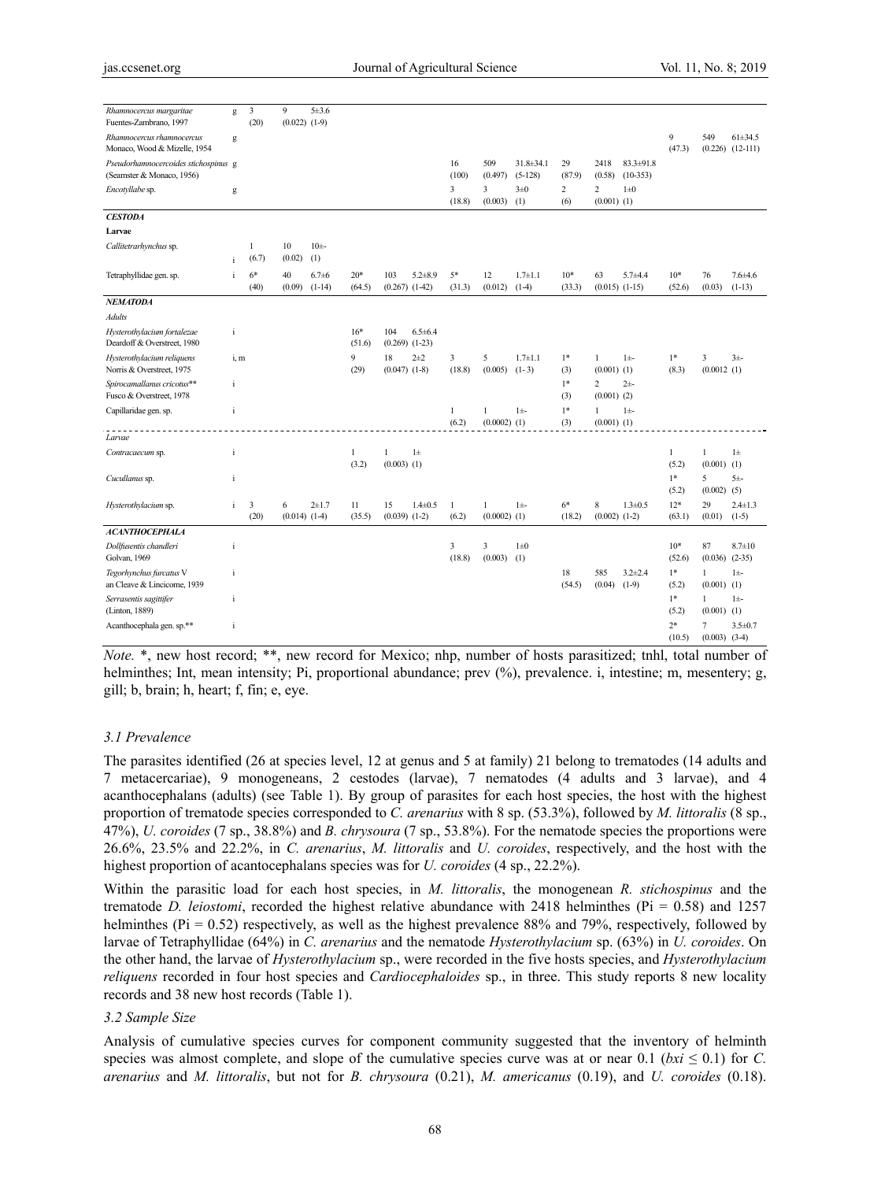| | | | | | | | | | | | | | | | | |
|---|---|---|---|---|---|---|---|---|---|---|---|---|---|---|---|---|
| *Rhamnocercus margaritae* Fuentes-Zambrano, 1997 | g | 3 (20) | 9 (0.022) | 5±3.6 (1-9) | | | | | | | | | | | | |
| *Rhamnocercus rhamnocercus* Monaco, Wood & Mizelle, 1954 | g | | | | | | | | | | | | | 9 (47.3) | 549 (0.226) | 61±34.5 (12-111) |
| *Pseudorhamnocercoides stichospinus* (Seamster & Monaco, 1956) | g | | | | | | | 16 (100) | 509 (0.497) | 31.8±34.1 (5-128) | 29 (87.9) | 2418 (0.58) | 83.3±91.8 (10-353) | | | |
| *Encotyllabe* sp. | g | | | | | | | 3 (18.8) | 3 (0.003) | 3±0 (1) | 2 (6) | 2 (0.001) | 1±0 (1) | | | |
| ***CESTODA*** | | | | | | | | | | | | | | | | |
| **Larvae** | | | | | | | | | | | | | | | | |
| *Callitetrarhynchus* sp. | i | 1 (6.7) | 10 (0.02) | 10±- (1) | | | | | | | | | | | | |
| Tetraphyllidae gen. sp. | i | 6* (40) | 40 (0.09) | 6.7±6 (1-14) | 20* (64.5) | 103 (0.267) | 5.2±8.9 (1-42) | 5* (31.3) | 12 (0.012) | 1.7±1.1 (1-4) | 10* (33.3) | 63 (0.015) | 5.7±4.4 (1-15) | 10* (52.6) | 76 (0.03) | 7.6±4.6 (1-13) |
| ***NEMATODA*** | | | | | | | | | | | | | | | | |
| *Adults* | | | | | | | | | | | | | | | | |
| *Hysterothylacium fortalezae* Deardoff & Overstreet, 1980 | i | | | | 16* (51.6) | 104 (0.269) | 6.5±6.4 (1-23) | | | | | | | | | |
| *Hysterothylacium reliquens* Norris & Overstreet, 1975 | i, m | | | | 9 (29) | 18 (0.047) | 2±2 (1-8) | 3 (18.8) | 5 (0.005) | 1.7±1.1 (1- 3) | 1* (3) | 1 (0.001) | 1±- (1) | 1* (8.3) | 3 (0.0012) | 3±- (1) |
| *Spirocamallanus cricotus*** Fusco & Overstreet, 1978 | i | | | | | | | | | | 1* (3) | 2 (0.001) | 2±- (2) | | | |
| Capillaridae gen. sp. | i | | | | | | | 1 (6.2) | 1 (0.0002) | 1±- (1) | 1* (3) | 1 (0.001) | 1±- (1) | | | |
| *Larvae* | | | | | | | | | | | | | | | | |
| *Contracaecum* sp. | i | | | | 1 (3.2) | 1 (0.003) | 1± (1) | | | | | | | 1 (5.2) | 1 (0.001) | 1± (1) |
| *Cucullanus* sp. | i | | | | | | | | | | | | | 1* (5.2) | 5 (0.002) | 5±- (5) |
| *Hysterothylacium* sp. | i | 3 (20) | 6 (0.014) | 2±1.7 (1-4) | 11 (35.5) | 15 (0.039) | 1.4±0.5 (1-2) | 1 (6.2) | 1 (0.0002) | 1±- (1) | 6* (18.2) | 8 (0.002) | 1.3±0.5 (1-2) | 12* (63.1) | 29 (0.01) | 2.4±1.3 (1-5) |
| ***ACANTHOCEPHALA*** | | | | | | | | | | | | | | | | |
| *Dollfusentis chandleri* Golvan, 1969 | i | | | | | | | 3 (18.8) | 3 (0.003) | 1±0 (1) | | | | 10* (52.6) | 87 (0.036) | 8.7±10 (2-35) |
| *Tegorhynchus furcatus* Van Cleave & Lincicome, 1939 | i | | | | | | | | | | 18 (54.5) | 585 (0.04) | 3.2±2.4 (1-9) | 1* (5.2) | 1 (0.001) | 1±- (1) |
| *Serrasentis sagittifer* (Linton, 1889) | i | | | | | | | | | | | | | 1* (5.2) | 1 (0.001) | 1±- (1) |
| Acanthocephala gen. sp.** | i | | | | | | | | | | | | | 2* (10.5) | 7 (0.003) | 3.5±0.7 (3-4) |

*Note.* *, new host record; **, new record for Mexico; nhp, number of hosts parasitized; tnhl, total number of helminthes; Int, mean intensity; Pi, proportional abundance; prev (%), prevalence. i, intestine; m, mesentery; g, gill; b, brain; h, heart; f, fin; e, eye.

### 3.1 Prevalence

The parasites identified (26 at species level, 12 at genus and 5 at family) 21 belong to trematodes (14 adults and 7 metacercariae), 9 monogeneans, 2 cestodes (larvae), 7 nematodes (4 adults and 3 larvae), and 4 acanthocephalans (adults) (see Table 1). By group of parasites for each host species, the host with the highest proportion of trematode species corresponded to *C. arenarius* with 8 sp. (53.3%), followed by *M. littoralis* (8 sp., 47%), *U. coroides* (7 sp., 38.8%) and *B. chrysoura* (7 sp., 53.8%). For the nematode species the proportions were 26.6%, 23.5% and 22.2%, in *C. arenarius*, *M. littoralis* and *U. coroides*, respectively, and the host with the highest proportion of acantocephalans species was for *U. coroides* (4 sp., 22.2%).

Within the parasitic load for each host species, in *M. littoralis*, the monogenean *R. stichospinus* and the trematode *D. leiostomi*, recorded the highest relative abundance with 2418 helminthes (Pi = 0.58) and 1257 helminthes (Pi = 0.52) respectively, as well as the highest prevalence 88% and 79%, respectively, followed by larvae of Tetraphyllidae (64%) in *C. arenarius* and the nematode *Hysterothylacium* sp. (63%) in *U. coroides*. On the other hand, the larvae of *Hysterothylacium* sp., were recorded in the five hosts species, and *Hysterothylacium reliquens* recorded in four host species and *Cardiocephaloides* sp., in three. This study reports 8 new locality records and 38 new host records (Table 1).

### 3.2 Sample Size

Analysis of cumulative species curves for component community suggested that the inventory of helminth species was almost complete, and slope of the cumulative species curve was at or near 0.1 ($bxi \leq 0.1$) for *C. arenarius* and *M. littoralis*, but not for *B. chrysoura* (0.21), *M. americanus* (0.19), and *U. coroides* (0.18).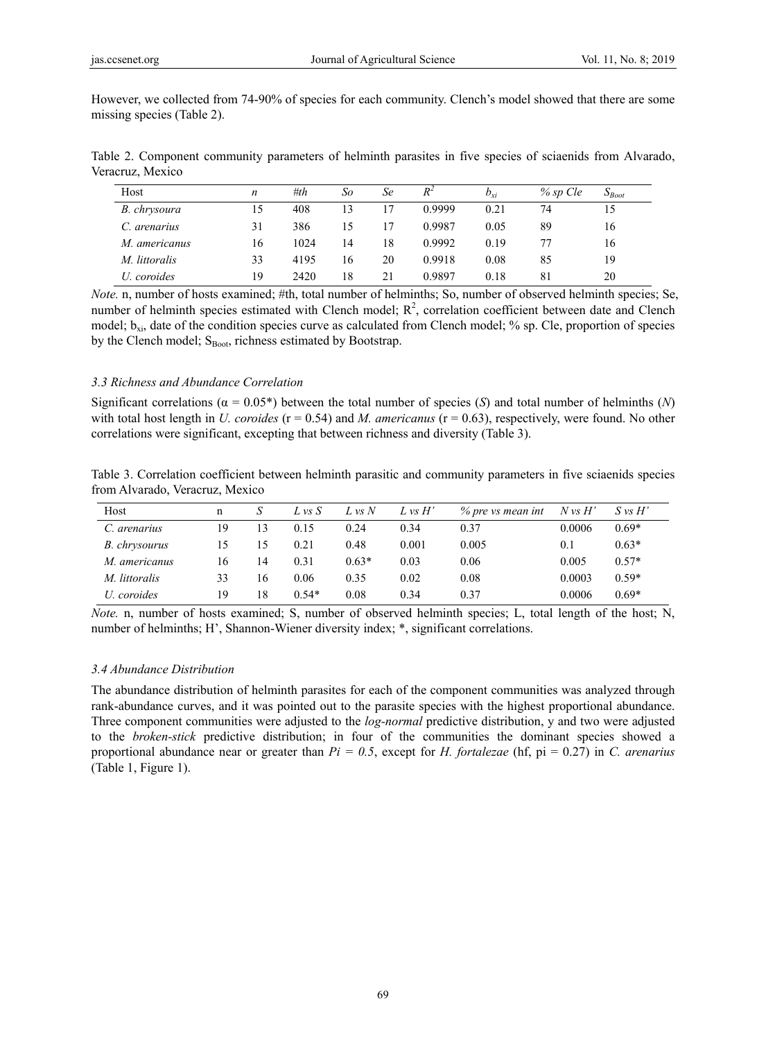However, we collected from 74-90% of species for each community. Clench's model showed that there are some missing species (Table 2).

Table 2. Component community parameters of helminth parasites in five species of sciaenids from Alvarado, Veracruz, Mexico

| Host | *n* | *#th* | *So* | *Se* | $R^2$ | $b_{xi}$ | *% sp Cle* | $S_{Boot}$ |
|---|---|---|---|---|---|---|---|---|
| *B. chrysoura* | 15 | 408 | 13 | 17 | 0.9999 | 0.21 | 74 | 15 |
| *C. arenarius* | 31 | 386 | 15 | 17 | 0.9987 | 0.05 | 89 | 16 |
| *M. americanus* | 16 | 1024 | 14 | 18 | 0.9992 | 0.19 | 77 | 16 |
| *M. littoralis* | 33 | 4195 | 16 | 20 | 0.9918 | 0.08 | 85 | 19 |
| *U. coroides* | 19 | 2420 | 18 | 21 | 0.9897 | 0.18 | 81 | 20 |

*Note.* n, number of hosts examined; #th, total number of helminths; So, number of observed helminth species; Se, number of helminth species estimated with Clench model; $R^2$, correlation coefficient between date and Clench model; $b_{xi}$, date of the condition species curve as calculated from Clench model; % sp. Cle, proportion of species by the Clench model; $S_{Boot}$, richness estimated by Bootstrap.

### 3.3 Richness and Abundance Correlation

Significant correlations (α = 0.05*) between the total number of species (*S*) and total number of helminths (*N*) with total host length in *U. coroides* (r = 0.54) and *M. americanus* (r = 0.63), respectively, were found. No other correlations were significant, excepting that between richness and diversity (Table 3).

Table 3. Correlation coefficient between helminth parasitic and community parameters in five sciaenids species from Alvarado, Veracruz, Mexico

| Host | n | *S* | *L vs S* | *L vs N* | *L vs H'* | *% pre vs mean int* | *N vs H'* | *S vs H'* |
|---|---|---|---|---|---|---|---|---|
| *C. arenarius* | 19 | 13 | 0.15 | 0.24 | 0.34 | 0.37 | 0.0006 | 0.69* |
| *B. chrysourus* | 15 | 15 | 0.21 | 0.48 | 0.001 | 0.005 | 0.1 | 0.63* |
| *M. americanus* | 16 | 14 | 0.31 | 0.63* | 0.03 | 0.06 | 0.005 | 0.57* |
| *M. littoralis* | 33 | 16 | 0.06 | 0.35 | 0.02 | 0.08 | 0.0003 | 0.59* |
| *U. coroides* | 19 | 18 | 0.54* | 0.08 | 0.34 | 0.37 | 0.0006 | 0.69* |

*Note.* n, number of hosts examined; S, number of observed helminth species; L, total length of the host; N, number of helminths; H', Shannon-Wiener diversity index; *, significant correlations.

### 3.4 Abundance Distribution

The abundance distribution of helminth parasites for each of the component communities was analyzed through rank-abundance curves, and it was pointed out to the parasite species with the highest proportional abundance. Three component communities were adjusted to the *log-normal* predictive distribution, y and two were adjusted to the *broken-stick* predictive distribution; in four of the communities the dominant species showed a proportional abundance near or greater than $Pi = 0.5$, except for *H. fortalezae* (hf, pi = 0.27) in *C. arenarius* (Table 1, Figure 1).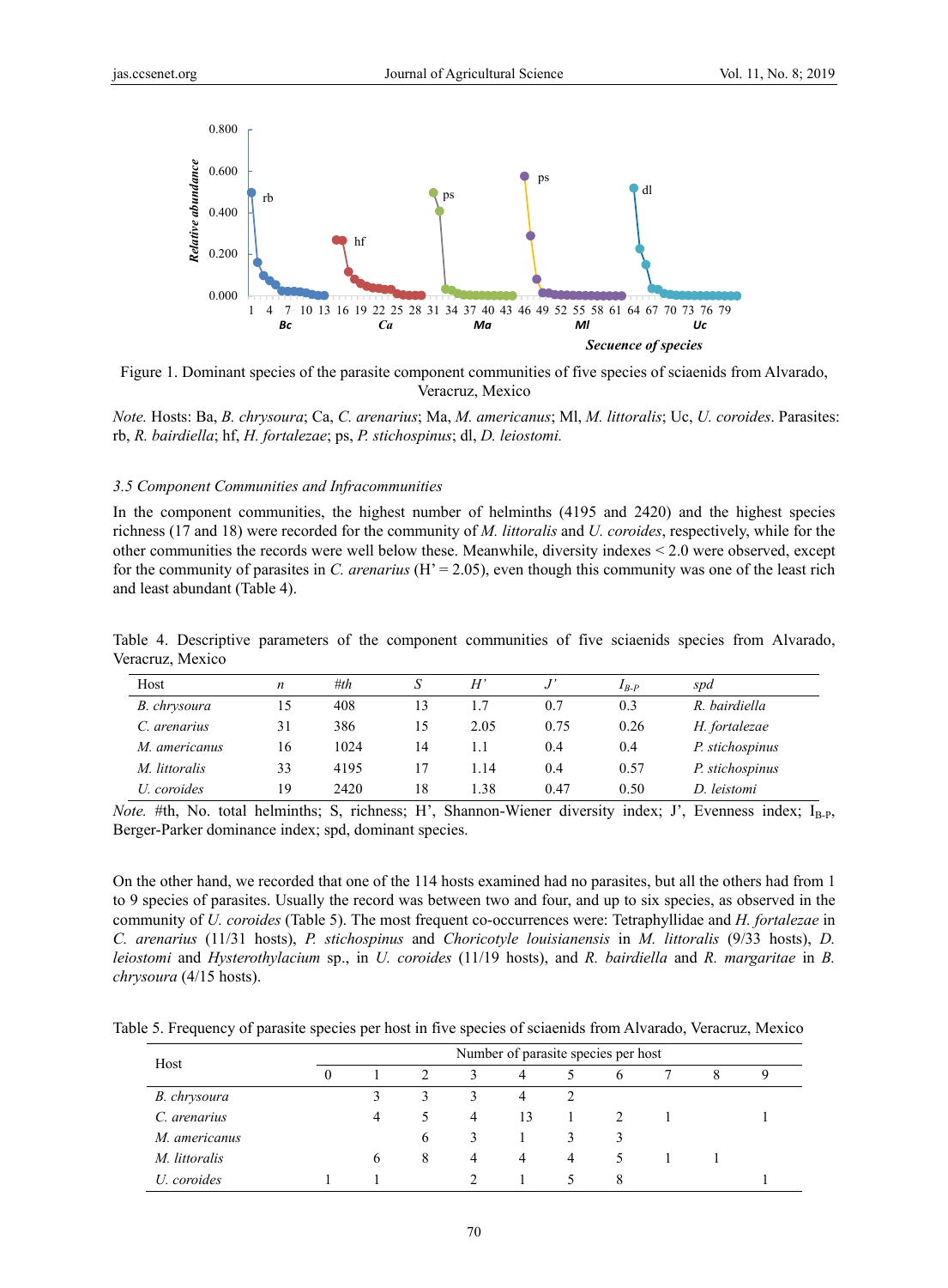Figure 1. Dominant species of the parasite component communities of five species of sciaenids from Alvarado, Veracruz, Mexico

*Note.* Hosts: Ba, *B. chrysoura*; Ca, *C. arenarius*; Ma, *M. americanus*; Ml, *M. littoralis*; Uc, *U. coroides*. Parasites: rb, *R. bairdiella*; hf, *H. fortalezae*; ps, *P. stichospinus*; dl, *D. leiostomi.*

### 3.5 Component Communities and Infracommunities

In the component communities, the highest number of helminths (4195 and 2420) and the highest species richness (17 and 18) were recorded for the community of *M. littoralis* and *U. coroides*, respectively, while for the other communities the records were well below these. Meanwhile, diversity indexes < 2.0 were observed, except for the community of parasites in *C. arenarius* (H' = 2.05), even though this community was one of the least rich and least abundant (Table 4).

Table 4. Descriptive parameters of the component communities of five sciaenids species from Alvarado, Veracruz, Mexico

| Host | *n* | *#th* | *S* | *H'* | *J'* | $I_{B-P}$ | *spd* |
|---|---|---|---|---|---|---|---|
| *B. chrysoura* | 15 | 408 | 13 | 1.7 | 0.7 | 0.3 | *R. bairdiella* |
| *C. arenarius* | 31 | 386 | 15 | 2.05 | 0.75 | 0.26 | *H. fortalezae* |
| *M. americanus* | 16 | 1024 | 14 | 1.1 | 0.4 | 0.4 | *P. stichospinus* |
| *M. littoralis* | 33 | 4195 | 17 | 1.14 | 0.4 | 0.57 | *P. stichospinus* |
| *U. coroides* | 19 | 2420 | 18 | 1.38 | 0.47 | 0.50 | *D. leistomi* |

*Note.* #th, No. total helminths; S, richness; H', Shannon-Wiener diversity index; J', Evenness index; $I_{B-P}$, Berger-Parker dominance index; spd, dominant species.

On the other hand, we recorded that one of the 114 hosts examined had no parasites, but all the others had from 1 to 9 species of parasites. Usually the record was between two and four, and up to six species, as observed in the community of *U. coroides* (Table 5). The most frequent co-occurrences were: Tetraphyllidae and *H. fortalezae* in *C. arenarius* (11/31 hosts), *P. stichospinus* and *Choricotyle louisianensis* in *M. littoralis* (9/33 hosts), *D. leiostomi* and *Hysterothylacium* sp., in *U. coroides* (11/19 hosts), and *R. bairdiella* and *R. margaritae* in *B. chrysoura* (4/15 hosts).

Table 5. Frequency of parasite species per host in five species of sciaenids from Alvarado, Veracruz, Mexico

| Host | Number of parasite species per host | | | | | | | | | |
|---|---|---|---|---|---|---|---|---|---|---|
| | 0 | 1 | 2 | 3 | 4 | 5 | 6 | 7 | 8 | 9 |
| *B. chrysoura* | | 3 | 3 | 3 | 4 | 2 | | | | |
| *C. arenarius* | | 4 | 5 | 4 | 13 | 1 | 2 | 1 | | 1 |
| *M. americanus* | | | 6 | 3 | 1 | 3 | 3 | | | |
| *M. littoralis* | | 6 | 8 | 4 | 4 | 4 | 5 | 1 | 1 | |
| *U. coroides* | 1 | 1 | | 2 | 1 | 5 | 8 | | | 1 |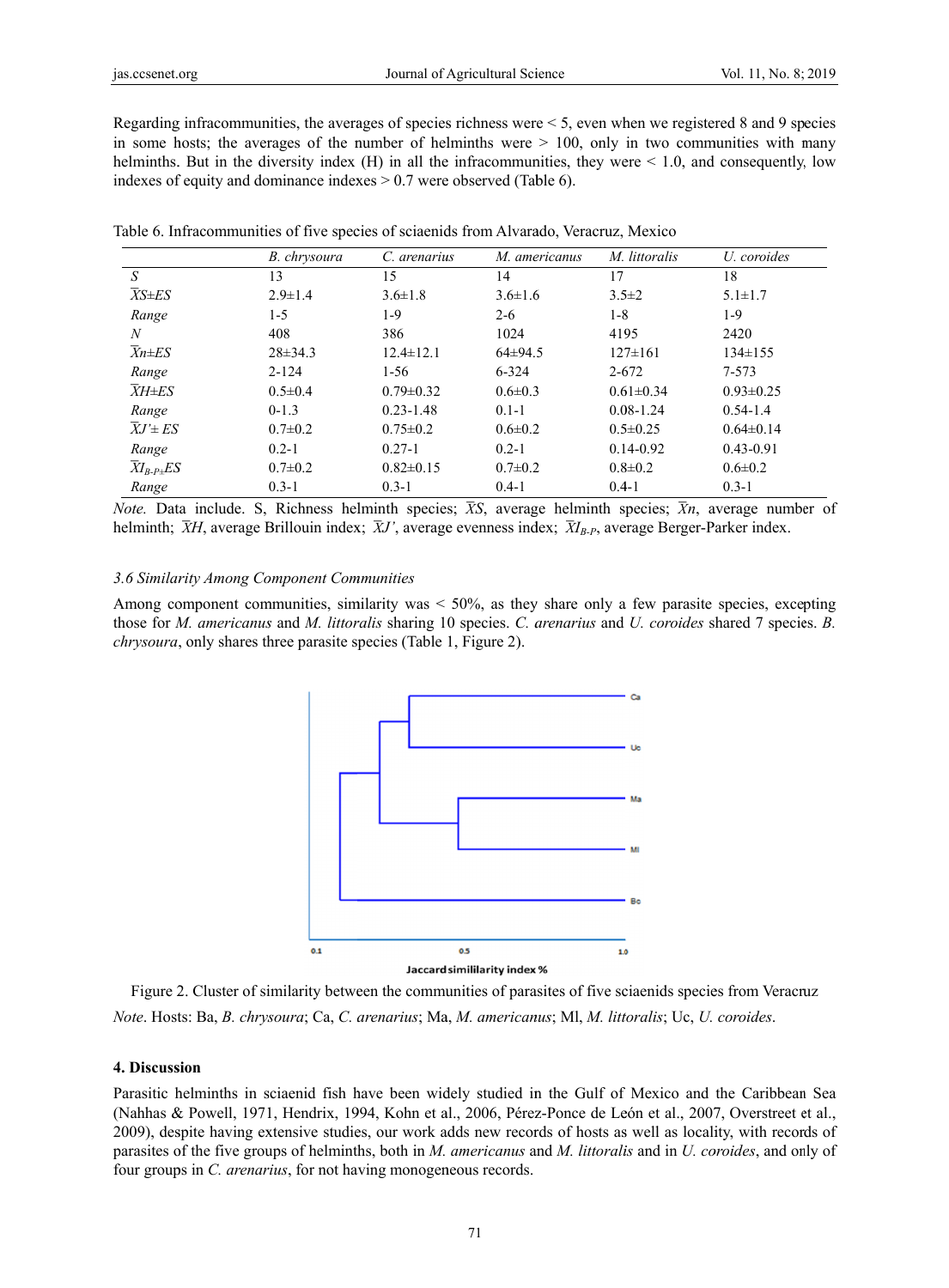Regarding infracommunities, the averages of species richness were < 5, even when we registered 8 and 9 species in some hosts; the averages of the number of helminths were > 100, only in two communities with many helminths. But in the diversity index (H) in all the infracommunities, they were < 1.0, and consequently, low indexes of equity and dominance indexes > 0.7 were observed (Table 6).

Table 6. Infracommunities of five species of sciaenids from Alvarado, Veracruz, Mexico

| | *B. chrysoura* | *C. arenarius* | *M. americanus* | *M. littoralis* | *U. coroides* |
|---|---|---|---|---|---|
| *S* | 13 | 15 | 14 | 17 | 18 |
| $\bar{X}S \pm ES$ | 2.9±1.4 | 3.6±1.8 | 3.6±1.6 | 3.5±2 | 5.1±1.7 |
| *Range* | 1-5 | 1-9 | 2-6 | 1-8 | 1-9 |
| *N* | 408 | 386 | 1024 | 4195 | 2420 |
| $\bar{X}n \pm ES$ | 28±34.3 | 12.4±12.1 | 64±94.5 | 127±161 | 134±155 |
| *Range* | 2-124 | 1-56 | 6-324 | 2-672 | 7-573 |
| $\bar{X}H \pm ES$ | 0.5±0.4 | 0.79±0.32 | 0.6±0.3 | 0.61±0.34 | 0.93±0.25 |
| *Range* | 0-1.3 | 0.23-1.48 | 0.1-1 | 0.08-1.24 | 0.54-1.4 |
| $\bar{X}J' \pm ES$ | 0.7±0.2 | 0.75±0.2 | 0.6±0.2 | 0.5±0.25 | 0.64±0.14 |
| *Range* | 0.2-1 | 0.27-1 | 0.2-1 | 0.14-0.92 | 0.43-0.91 |
| $\bar{X}I_{B\text{-}P} \pm ES$ | 0.7±0.2 | 0.82±0.15 | 0.7±0.2 | 0.8±0.2 | 0.6±0.2 |
| *Range* | 0.3-1 | 0.3-1 | 0.4-1 | 0.4-1 | 0.3-1 |

*Note.* Data include. S, Richness helminth species; $\bar{X}S$, average helminth species; $\bar{X}n$, average number of helminth; $\bar{X}H$, average Brillouin index; $\bar{X}J'$, average evenness index; $\bar{X}I_{B\text{-}P}$, average Berger-Parker index.

### 3.6 Similarity Among Component Communities

Among component communities, similarity was < 50%, as they share only a few parasite species, excepting those for *M. americanus* and *M. littoralis* sharing 10 species. *C. arenarius* and *U. coroides* shared 7 species. *B. chrysoura*, only shares three parasite species (Table 1, Figure 2).

Figure 2. Cluster of similarity between the communities of parasites of five sciaenids species from Veracruz

*Note*. Hosts: Ba, *B. chrysoura*; Ca, *C. arenarius*; Ma, *M. americanus*; Ml, *M. littoralis*; Uc, *U. coroides*.

## 4. Discussion

Parasitic helminths in sciaenid fish have been widely studied in the Gulf of Mexico and the Caribbean Sea (Nahhas & Powell, 1971, Hendrix, 1994, Kohn et al., 2006, Pérez-Ponce de León et al., 2007, Overstreet et al., 2009), despite having extensive studies, our work adds new records of hosts as well as locality, with records of parasites of the five groups of helminths, both in *M. americanus* and *M. littoralis* and in *U. coroides*, and only of four groups in *C. arenarius*, for not having monogeneous records.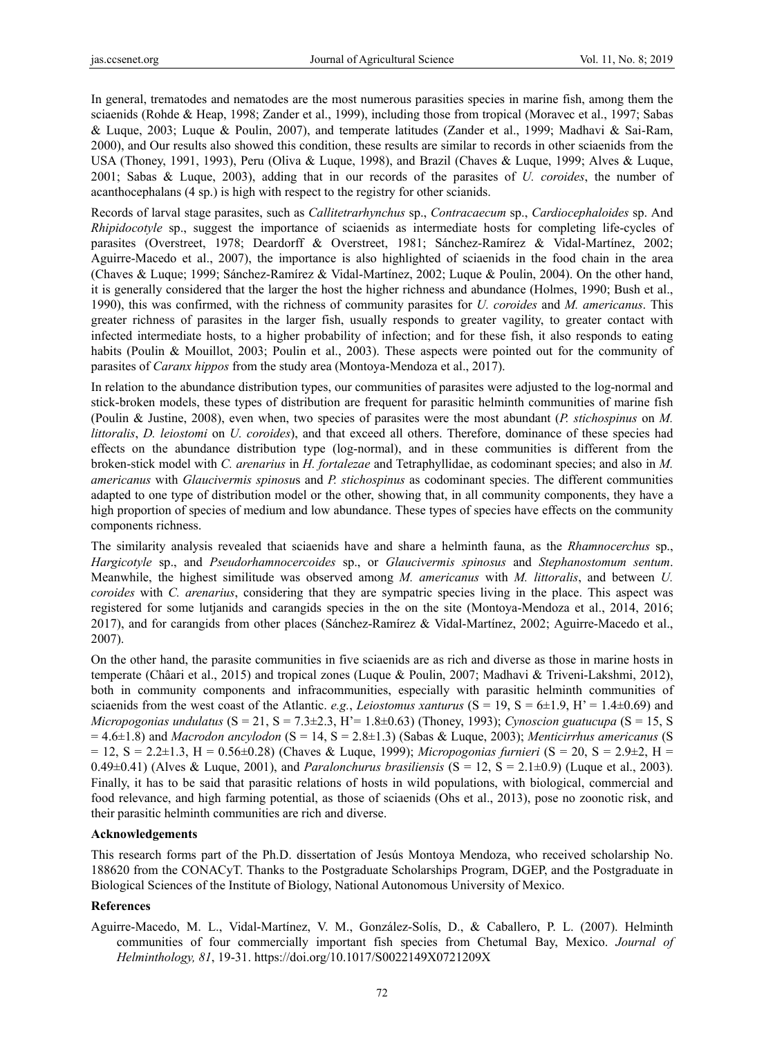In general, trematodes and nematodes are the most numerous parasities species in marine fish, among them the sciaenids (Rohde & Heap, 1998; Zander et al., 1999), including those from tropical (Moravec et al., 1997; Sabas & Luque, 2003; Luque & Poulin, 2007), and temperate latitudes (Zander et al., 1999; Madhavi & Sai-Ram, 2000), and Our results also showed this condition, these results are similar to records in other sciaenids from the USA (Thoney, 1991, 1993), Peru (Oliva & Luque, 1998), and Brazil (Chaves & Luque, 1999; Alves & Luque, 2001; Sabas & Luque, 2003), adding that in our records of the parasites of *U. coroides*, the number of acanthocephalans (4 sp.) is high with respect to the registry for other scianids.

Records of larval stage parasites, such as *Callitetrarhynchus* sp., *Contracaecum* sp., *Cardiocephaloides* sp. And *Rhipidocotyle* sp., suggest the importance of sciaenids as intermediate hosts for completing life-cycles of parasites (Overstreet, 1978; Deardorff & Overstreet, 1981; Sánchez-Ramírez & Vidal-Martínez, 2002; Aguirre-Macedo et al., 2007), the importance is also highlighted of sciaenids in the food chain in the area (Chaves & Luque; 1999; Sánchez-Ramírez & Vidal-Martínez, 2002; Luque & Poulin, 2004). On the other hand, it is generally considered that the larger the host the higher richness and abundance (Holmes, 1990; Bush et al., 1990), this was confirmed, with the richness of community parasites for *U. coroides* and *M. americanus*. This greater richness of parasites in the larger fish, usually responds to greater vagility, to greater contact with infected intermediate hosts, to a higher probability of infection; and for these fish, it also responds to eating habits (Poulin & Mouillot, 2003; Poulin et al., 2003). These aspects were pointed out for the community of parasites of *Caranx hippos* from the study area (Montoya-Mendoza et al., 2017).

In relation to the abundance distribution types, our communities of parasites were adjusted to the log-normal and stick-broken models, these types of distribution are frequent for parasitic helminth communities of marine fish (Poulin & Justine, 2008), even when, two species of parasites were the most abundant (*P. stichospinus* on *M. littoralis*, *D. leiostomi* on *U. coroides*), and that exceed all others. Therefore, dominance of these species had effects on the abundance distribution type (log-normal), and in these communities is different from the broken-stick model with *C. arenarius* in *H. fortalezae* and Tetraphyllidae, as codominant species; and also in *M. americanus* with *Glaucivermis spinosus* and *P. stichospinus* as codominant species. The different communities adapted to one type of distribution model or the other, showing that, in all community components, they have a high proportion of species of medium and low abundance. These types of species have effects on the community components richness.

The similarity analysis revealed that sciaenids have and share a helminth fauna, as the *Rhamnocerchus* sp., *Hargicotyle* sp., and *Pseudorhamnocercoides* sp., or *Glaucivermis spinosus* and *Stephanostomum sentum*. Meanwhile, the highest similitude was observed among *M. americanus* with *M. littoralis*, and between *U. coroides* with *C. arenarius*, considering that they are sympatric species living in the place. This aspect was registered for some lutjanids and carangids species in the on the site (Montoya-Mendoza et al., 2014, 2016; 2017), and for carangids from other places (Sánchez-Ramírez & Vidal-Martínez, 2002; Aguirre-Macedo et al., 2007).

On the other hand, the parasite communities in five sciaenids are as rich and diverse as those in marine hosts in temperate (Châari et al., 2015) and tropical zones (Luque & Poulin, 2007; Madhavi & Triveni-Lakshmi, 2012), both in community components and infracommunities, especially with parasitic helminth communities of sciaenids from the west coast of the Atlantic. *e.g.*, *Leiostomus xanturus* (S = 19, S = 6±1.9, H' = 1.4±0.69) and *Micropogonias undulatus* (S = 21, S = 7.3±2.3, H'= 1.8±0.63) (Thoney, 1993); *Cynoscion guatucupa* (S = 15, S = 4.6±1.8) and *Macrodon ancylodon* (S = 14, S = 2.8±1.3) (Sabas & Luque, 2003); *Menticirrhus americanus* (S = 12, S = 2.2±1.3, H = 0.56±0.28) (Chaves & Luque, 1999); *Micropogonias furnieri* (S = 20, S = 2.9±2, H = 0.49±0.41) (Alves & Luque, 2001), and *Paralonchurus brasiliensis* (S = 12, S = 2.1±0.9) (Luque et al., 2003). Finally, it has to be said that parasitic relations of hosts in wild populations, with biological, commercial and food relevance, and high farming potential, as those of sciaenids (Ohs et al., 2013), pose no zoonotic risk, and their parasitic helminth communities are rich and diverse.

## Acknowledgements

This research forms part of the Ph.D. dissertation of Jesús Montoya Mendoza, who received scholarship No. 188620 from the CONACyT. Thanks to the Postgraduate Scholarships Program, DGEP, and the Postgraduate in Biological Sciences of the Institute of Biology, National Autonomous University of Mexico.

## References

Aguirre-Macedo, M. L., Vidal-Martínez, V. M., González-Solís, D., & Caballero, P. L. (2007). Helminth communities of four commercially important fish species from Chetumal Bay, Mexico. *Journal of Helminthology, 81*, 19-31. https://doi.org/10.1017/S0022149X0721209X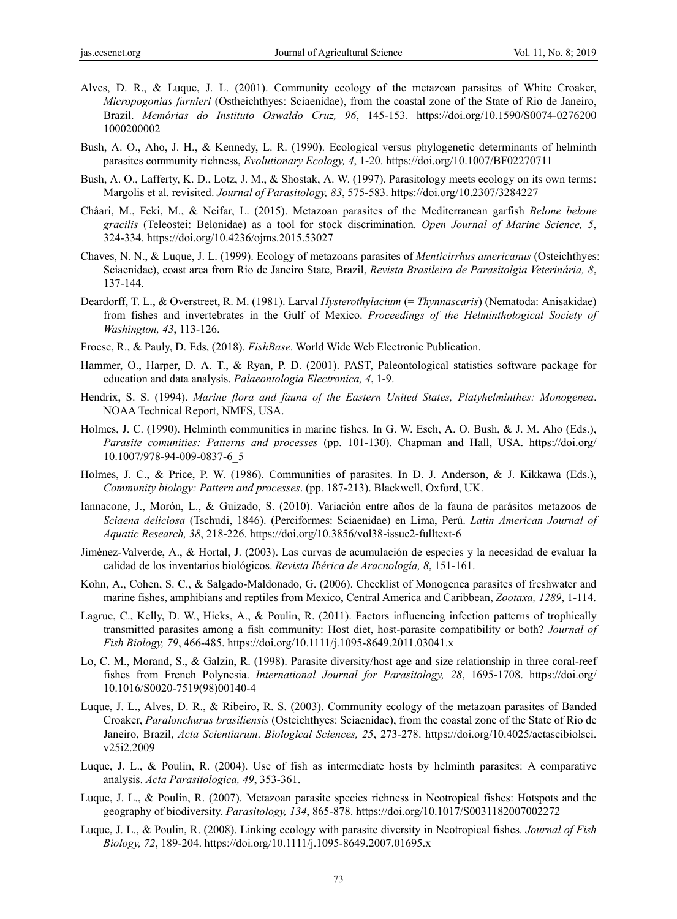Alves, D. R., & Luque, J. L. (2001). Community ecology of the metazoan parasites of White Croaker, *Micropogonias furnieri* (Ostheichthyes: Sciaenidae), from the coastal zone of the State of Rio de Janeiro, Brazil. *Memórias do Instituto Oswaldo Cruz, 96*, 145-153. https://doi.org/10.1590/S0074-02762001000200002

Bush, A. O., Aho, J. H., & Kennedy, L. R. (1990). Ecological versus phylogenetic determinants of helminth parasites community richness, *Evolutionary Ecology, 4*, 1-20. https://doi.org/10.1007/BF02270711

Bush, A. O., Lafferty, K. D., Lotz, J. M., & Shostak, A. W. (1997). Parasitology meets ecology on its own terms: Margolis et al. revisited. *Journal of Parasitology, 83*, 575-583. https://doi.org/10.2307/3284227

Châari, M., Feki, M., & Neifar, L. (2015). Metazoan parasites of the Mediterranean garfish *Belone belone gracilis* (Teleostei: Belonidae) as a tool for stock discrimination. *Open Journal of Marine Science, 5*, 324-334. https://doi.org/10.4236/ojms.2015.53027

Chaves, N. N., & Luque, J. L. (1999). Ecology of metazoans parasites of *Menticirrhus americanus* (Osteichthyes: Sciaenidae), coast area from Rio de Janeiro State, Brazil, *Revista Brasileira de Parasitolgia Veterinária, 8*, 137-144.

Deardorff, T. L., & Overstreet, R. M. (1981). Larval *Hysterothylacium* (= *Thynnascaris*) (Nematoda: Anisakidae) from fishes and invertebrates in the Gulf of Mexico. *Proceedings of the Helminthological Society of Washington, 43*, 113-126.

Froese, R., & Pauly, D. Eds, (2018). *FishBase*. World Wide Web Electronic Publication.

Hammer, O., Harper, D. A. T., & Ryan, P. D. (2001). PAST, Paleontological statistics software package for education and data analysis. *Palaeontologia Electronica, 4*, 1-9.

Hendrix, S. S. (1994). *Marine flora and fauna of the Eastern United States, Platyhelminthes: Monogenea*. NOAA Technical Report, NMFS, USA.

Holmes, J. C. (1990). Helminth communities in marine fishes. In G. W. Esch, A. O. Bush, & J. M. Aho (Eds.), *Parasite comunities: Patterns and processes* (pp. 101-130). Chapman and Hall, USA. https://doi.org/10.1007/978-94-009-0837-6_5

Holmes, J. C., & Price, P. W. (1986). Communities of parasites. In D. J. Anderson, & J. Kikkawa (Eds.), *Community biology: Pattern and processes*. (pp. 187-213). Blackwell, Oxford, UK.

Iannacone, J., Morón, L., & Guizado, S. (2010). Variación entre años de la fauna de parásitos metazoos de *Sciaena deliciosa* (Tschudi, 1846). (Perciformes: Sciaenidae) en Lima, Perú. *Latin American Journal of Aquatic Research, 38*, 218-226. https://doi.org/10.3856/vol38-issue2-fulltext-6

Jiménez-Valverde, A., & Hortal, J. (2003). Las curvas de acumulación de especies y la necesidad de evaluar la calidad de los inventarios biológicos. *Revista Ibérica de Aracnología, 8*, 151-161.

Kohn, A., Cohen, S. C., & Salgado-Maldonado, G. (2006). Checklist of Monogenea parasites of freshwater and marine fishes, amphibians and reptiles from Mexico, Central America and Caribbean, *Zootaxa, 1289*, 1-114.

Lagrue, C., Kelly, D. W., Hicks, A., & Poulin, R. (2011). Factors influencing infection patterns of trophically transmitted parasites among a fish community: Host diet, host-parasite compatibility or both? *Journal of Fish Biology, 79*, 466-485. https://doi.org/10.1111/j.1095-8649.2011.03041.x

Lo, C. M., Morand, S., & Galzin, R. (1998). Parasite diversity/host age and size relationship in three coral-reef fishes from French Polynesia. *International Journal for Parasitology, 28*, 1695-1708. https://doi.org/10.1016/S0020-7519(98)00140-4

Luque, J. L., Alves, D. R., & Ribeiro, R. S. (2003). Community ecology of the metazoan parasites of Banded Croaker, *Paralonchurus brasiliensis* (Osteichthyes: Sciaenidae), from the coastal zone of the State of Rio de Janeiro, Brazil, *Acta Scientiarum*. *Biological Sciences, 25*, 273-278. https://doi.org/10.4025/actascibiolsci.v25i2.2009

Luque, J. L., & Poulin, R. (2004). Use of fish as intermediate hosts by helminth parasites: A comparative analysis. *Acta Parasitologica, 49*, 353-361.

Luque, J. L., & Poulin, R. (2007). Metazoan parasite species richness in Neotropical fishes: Hotspots and the geography of biodiversity. *Parasitology, 134*, 865-878. https://doi.org/10.1017/S0031182007002272

Luque, J. L., & Poulin, R. (2008). Linking ecology with parasite diversity in Neotropical fishes. *Journal of Fish Biology, 72*, 189-204. https://doi.org/10.1111/j.1095-8649.2007.01695.x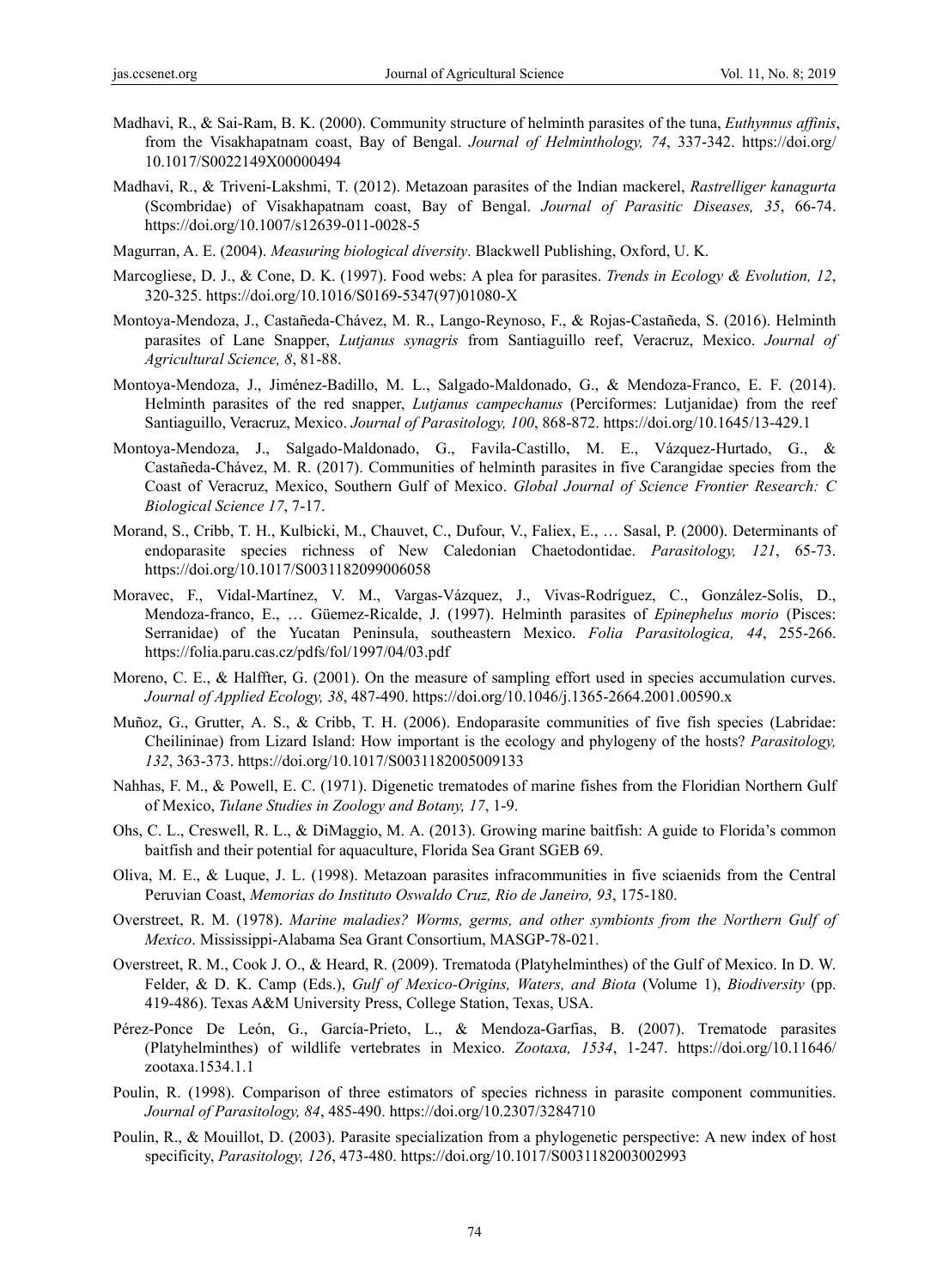Madhavi, R., & Sai-Ram, B. K. (2000). Community structure of helminth parasites of the tuna, *Euthynnus affinis*, from the Visakhapatnam coast, Bay of Bengal. *Journal of Helminthology, 74*, 337-342. https://doi.org/10.1017/S0022149X00000494

Madhavi, R., & Triveni-Lakshmi, T. (2012). Metazoan parasites of the Indian mackerel, *Rastrelliger kanagurta* (Scombridae) of Visakhapatnam coast, Bay of Bengal. *Journal of Parasitic Diseases, 35*, 66-74. https://doi.org/10.1007/s12639-011-0028-5

Magurran, A. E. (2004). *Measuring biological diversity*. Blackwell Publishing, Oxford, U. K.

Marcogliese, D. J., & Cone, D. K. (1997). Food webs: A plea for parasites. *Trends in Ecology & Evolution, 12*, 320-325. https://doi.org/10.1016/S0169-5347(97)01080-X

Montoya-Mendoza, J., Castañeda-Chávez, M. R., Lango-Reynoso, F., & Rojas-Castañeda, S. (2016). Helminth parasites of Lane Snapper, *Lutjanus synagris* from Santiaguillo reef, Veracruz, Mexico. *Journal of Agricultural Science, 8*, 81-88.

Montoya-Mendoza, J., Jiménez-Badillo, M. L., Salgado-Maldonado, G., & Mendoza-Franco, E. F. (2014). Helminth parasites of the red snapper, *Lutjanus campechanus* (Perciformes: Lutjanidae) from the reef Santiaguillo, Veracruz, Mexico. *Journal of Parasitology, 100*, 868-872. https://doi.org/10.1645/13-429.1

Montoya-Mendoza, J., Salgado-Maldonado, G., Favila-Castillo, M. E., Vázquez-Hurtado, G., & Castañeda-Chávez, M. R. (2017). Communities of helminth parasites in five Carangidae species from the Coast of Veracruz, Mexico, Southern Gulf of Mexico. *Global Journal of Science Frontier Research: C Biological Science 17*, 7-17.

Morand, S., Cribb, T. H., Kulbicki, M., Chauvet, C., Dufour, V., Faliex, E., … Sasal, P. (2000). Determinants of endoparasite species richness of New Caledonian Chaetodontidae. *Parasitology, 121*, 65-73. https://doi.org/10.1017/S0031182099006058

Moravec, F., Vidal-Martínez, V. M., Vargas-Vázquez, J., Vivas-Rodríguez, C., González-Solís, D., Mendoza-franco, E., … Güemez-Ricalde, J. (1997). Helminth parasites of *Epinephelus morio* (Pisces: Serranidae) of the Yucatan Peninsula, southeastern Mexico. *Folia Parasitologica, 44*, 255-266. https://folia.paru.cas.cz/pdfs/fol/1997/04/03.pdf

Moreno, C. E., & Halffter, G. (2001). On the measure of sampling effort used in species accumulation curves. *Journal of Applied Ecology, 38*, 487-490. https://doi.org/10.1046/j.1365-2664.2001.00590.x

Muñoz, G., Grutter, A. S., & Cribb, T. H. (2006). Endoparasite communities of five fish species (Labridae: Cheilininae) from Lizard Island: How important is the ecology and phylogeny of the hosts? *Parasitology, 132*, 363-373. https://doi.org/10.1017/S0031182005009133

Nahhas, F. M., & Powell, E. C. (1971). Digenetic trematodes of marine fishes from the Floridian Northern Gulf of Mexico, *Tulane Studies in Zoology and Botany, 17*, 1-9.

Ohs, C. L., Creswell, R. L., & DiMaggio, M. A. (2013). Growing marine baitfish: A guide to Florida's common baitfish and their potential for aquaculture, Florida Sea Grant SGEB 69.

Oliva, M. E., & Luque, J. L. (1998). Metazoan parasites infracommunities in five sciaenids from the Central Peruvian Coast, *Memorias do Instituto Oswaldo Cruz, Rio de Janeiro, 93*, 175-180.

Overstreet, R. M. (1978). *Marine maladies? Worms, germs, and other symbionts from the Northern Gulf of Mexico*. Mississippi-Alabama Sea Grant Consortium, MASGP-78-021.

Overstreet, R. M., Cook J. O., & Heard, R. (2009). Trematoda (Platyhelminthes) of the Gulf of Mexico. In D. W. Felder, & D. K. Camp (Eds.), *Gulf of Mexico-Origins, Waters, and Biota* (Volume 1), *Biodiversity* (pp. 419-486). Texas A&M University Press, College Station, Texas, USA.

Pérez-Ponce De León, G., García-Prieto, L., & Mendoza-Garfias, B. (2007). Trematode parasites (Platyhelminthes) of wildlife vertebrates in Mexico. *Zootaxa, 1534*, 1-247. https://doi.org/10.11646/zootaxa.1534.1.1

Poulin, R. (1998). Comparison of three estimators of species richness in parasite component communities. *Journal of Parasitology, 84*, 485-490. https://doi.org/10.2307/3284710

Poulin, R., & Mouillot, D. (2003). Parasite specialization from a phylogenetic perspective: A new index of host specificity, *Parasitology, 126*, 473-480. https://doi.org/10.1017/S0031182003002993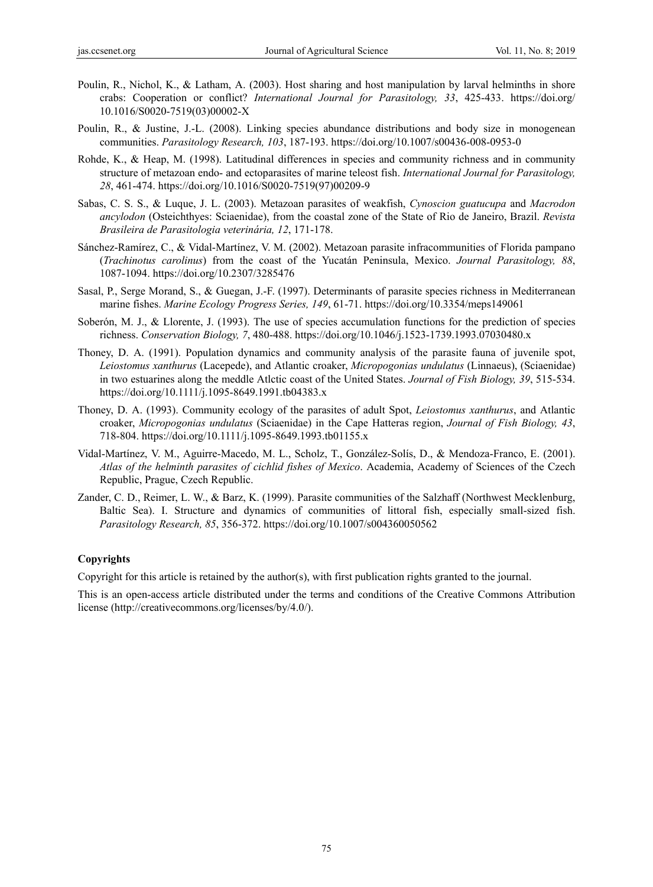Poulin, R., Nichol, K., & Latham, A. (2003). Host sharing and host manipulation by larval helminths in shore crabs: Cooperation or conflict? *International Journal for Parasitology, 33*, 425-433. https://doi.org/10.1016/S0020-7519(03)00002-X

Poulin, R., & Justine, J.-L. (2008). Linking species abundance distributions and body size in monogenean communities. *Parasitology Research, 103*, 187-193. https://doi.org/10.1007/s00436-008-0953-0

Rohde, K., & Heap, M. (1998). Latitudinal differences in species and community richness and in community structure of metazoan endo- and ectoparasites of marine teleost fish. *International Journal for Parasitology, 28*, 461-474. https://doi.org/10.1016/S0020-7519(97)00209-9

Sabas, C. S. S., & Luque, J. L. (2003). Metazoan parasites of weakfish, *Cynoscion guatucupa* and *Macrodon ancylodon* (Osteichthyes: Sciaenidae), from the coastal zone of the State of Rio de Janeiro, Brazil. *Revista Brasileira de Parasitologia veterinária, 12*, 171-178.

Sánchez-Ramírez, C., & Vidal-Martínez, V. M. (2002). Metazoan parasite infracommunities of Florida pampano (*Trachinotus carolinus*) from the coast of the Yucatán Peninsula, Mexico. *Journal Parasitology, 88*, 1087-1094. https://doi.org/10.2307/3285476

Sasal, P., Serge Morand, S., & Guegan, J.-F. (1997). Determinants of parasite species richness in Mediterranean marine fishes. *Marine Ecology Progress Series, 149*, 61-71. https://doi.org/10.3354/meps149061

Soberón, M. J., & Llorente, J. (1993). The use of species accumulation functions for the prediction of species richness. *Conservation Biology, 7*, 480-488. https://doi.org/10.1046/j.1523-1739.1993.07030480.x

Thoney, D. A. (1991). Population dynamics and community analysis of the parasite fauna of juvenile spot, *Leiostomus xanthurus* (Lacepede), and Atlantic croaker, *Micropogonias undulatus* (Linnaeus), (Sciaenidae) in two estuarines along the meddle Atlctic coast of the United States. *Journal of Fish Biology, 39*, 515-534. https://doi.org/10.1111/j.1095-8649.1991.tb04383.x

Thoney, D. A. (1993). Community ecology of the parasites of adult Spot, *Leiostomus xanthurus*, and Atlantic croaker, *Micropogonias undulatus* (Sciaenidae) in the Cape Hatteras region, *Journal of Fish Biology, 43*, 718-804. https://doi.org/10.1111/j.1095-8649.1993.tb01155.x

Vidal-Martínez, V. M., Aguirre-Macedo, M. L., Scholz, T., González-Solís, D., & Mendoza-Franco, E. (2001). *Atlas of the helminth parasites of cichlid fishes of Mexico*. Academia, Academy of Sciences of the Czech Republic, Prague, Czech Republic.

Zander, C. D., Reimer, L. W., & Barz, K. (1999). Parasite communities of the Salzhaff (Northwest Mecklenburg, Baltic Sea). I. Structure and dynamics of communities of littoral fish, especially small-sized fish. *Parasitology Research, 85*, 356-372. https://doi.org/10.1007/s004360050562

**Copyrights**

Copyright for this article is retained by the author(s), with first publication rights granted to the journal.

This is an open-access article distributed under the terms and conditions of the Creative Commons Attribution license (http://creativecommons.org/licenses/by/4.0/).